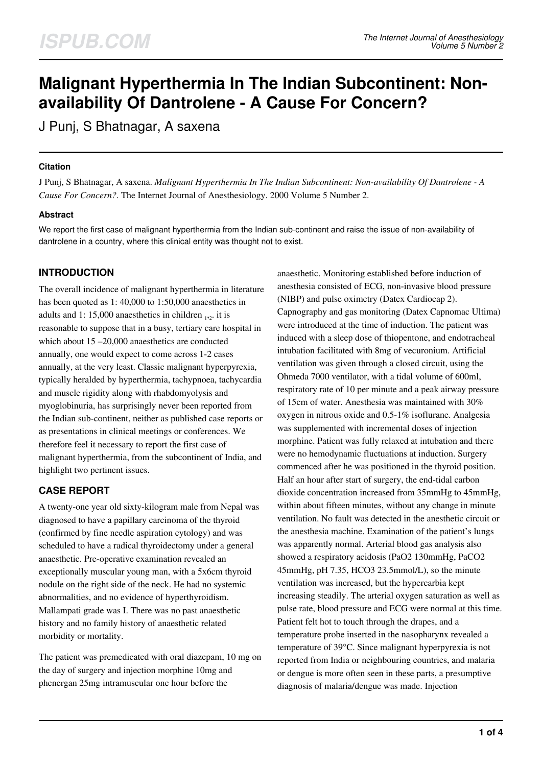# Malignant Hyperthermia In The Indian Subcontinent: Non-availability Of Dantrolene - A Cause For Concern?

J Punj, S Bhatnagar, A saxena

### Citation

J Punj, S Bhatnagar, A saxena. *Malignant Hyperthermia In The Indian Subcontinent: Non-availability Of Dantrolene - A Cause For Concern?*. The Internet Journal of Anesthesiology. 2000 Volume 5 Number 2.

### Abstract

We report the first case of malignant hyperthermia from the Indian sub-continent and raise the issue of non-availability of dantrolene in a country, where this clinical entity was thought not to exist.

## INTRODUCTION

The overall incidence of malignant hyperthermia in literature has been quoted as 1: 40,000 to 1:50,000 anaesthetics in adults and 1: 15,000 anaesthetics in children [1,2]. it is reasonable to suppose that in a busy, tertiary care hospital in which about 15 –20,000 anaesthetics are conducted annually, one would expect to come across 1-2 cases annually, at the very least. Classic malignant hyperpyrexia, typically heralded by hyperthermia, tachypnoea, tachycardia and muscle rigidity along with rhabdomyolysis and myoglobinuria, has surprisingly never been reported from the Indian sub-continent, neither as published case reports or as presentations in clinical meetings or conferences. We therefore feel it necessary to report the first case of malignant hyperthermia, from the subcontinent of India, and highlight two pertinent issues.

## CASE REPORT

A twenty-one year old sixty-kilogram male from Nepal was diagnosed to have a papillary carcinoma of the thyroid (confirmed by fine needle aspiration cytology) and was scheduled to have a radical thyroidectomy under a general anaesthetic. Pre-operative examination revealed an exceptionally muscular young man, with a 5x6cm thyroid nodule on the right side of the neck. He had no systemic abnormalities, and no evidence of hyperthyroidism. Mallampati grade was I. There was no past anaesthetic history and no family history of anaesthetic related morbidity or mortality.

The patient was premedicated with oral diazepam, 10 mg on the day of surgery and injection morphine 10mg and phenergan 25mg intramuscular one hour before the anaesthetic. Monitoring established before induction of anesthesia consisted of ECG, non-invasive blood pressure (NIBP) and pulse oximetry (Datex Cardiocap 2). Capnography and gas monitoring (Datex Capnomac Ultima) were introduced at the time of induction. The patient was induced with a sleep dose of thiopentone, and endotracheal intubation facilitated with 8mg of vecuronium. Artificial ventilation was given through a closed circuit, using the Ohmeda 7000 ventilator, with a tidal volume of 600ml, respiratory rate of 10 per minute and a peak airway pressure of 15cm of water. Anesthesia was maintained with 30% oxygen in nitrous oxide and 0.5-1% isoflurane. Analgesia was supplemented with incremental doses of injection morphine. Patient was fully relaxed at intubation and there were no hemodynamic fluctuations at induction. Surgery commenced after he was positioned in the thyroid position. Half an hour after start of surgery, the end-tidal carbon dioxide concentration increased from 35mmHg to 45mmHg, within about fifteen minutes, without any change in minute ventilation. No fault was detected in the anesthetic circuit or the anesthesia machine. Examination of the patient's lungs was apparently normal. Arterial blood gas analysis also showed a respiratory acidosis ($PaO_2$ 130mmHg, $PaCO_2$ 45mmHg, pH 7.35, $HCO_3$ 23.5mmol/L), so the minute ventilation was increased, but the hypercarbia kept increasing steadily. The arterial oxygen saturation as well as pulse rate, blood pressure and ECG were normal at this time. Patient felt hot to touch through the drapes, and a temperature probe inserted in the nasopharynx revealed a temperature of 39°C. Since malignant hyperpyrexia is not reported from India or neighbouring countries, and malaria or dengue is more often seen in these parts, a presumptive diagnosis of malaria/dengue was made. Injection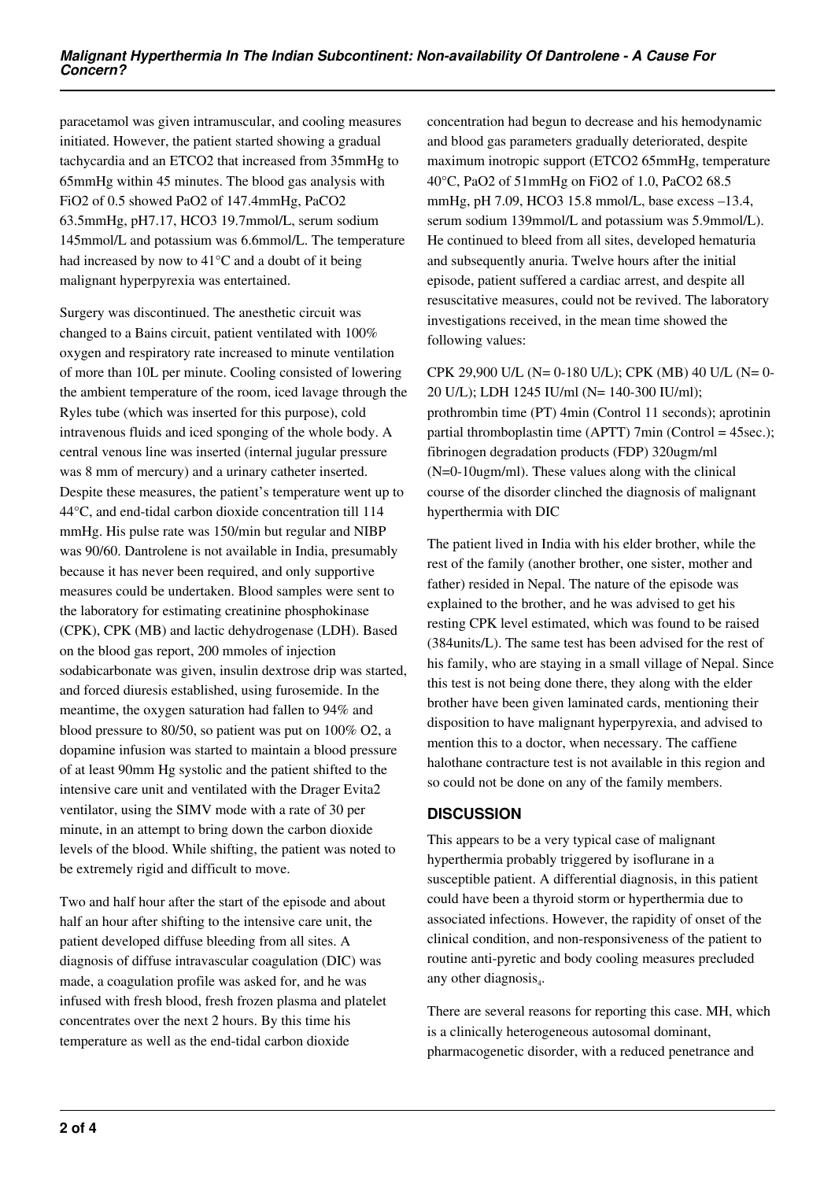paracetamol was given intramuscular, and cooling measures initiated. However, the patient started showing a gradual tachycardia and an ETCO2 that increased from 35mmHg to 65mmHg within 45 minutes. The blood gas analysis with FiO2 of 0.5 showed PaO2 of 147.4mmHg, PaCO2 63.5mmHg, pH7.17, HCO3 19.7mmol/L, serum sodium 145mmol/L and potassium was 6.6mmol/L. The temperature had increased by now to 41°C and a doubt of it being malignant hyperpyrexia was entertained.

Surgery was discontinued. The anesthetic circuit was changed to a Bains circuit, patient ventilated with 100% oxygen and respiratory rate increased to minute ventilation of more than 10L per minute. Cooling consisted of lowering the ambient temperature of the room, iced lavage through the Ryles tube (which was inserted for this purpose), cold intravenous fluids and iced sponging of the whole body. A central venous line was inserted (internal jugular pressure was 8 mm of mercury) and a urinary catheter inserted. Despite these measures, the patient's temperature went up to 44°C, and end-tidal carbon dioxide concentration till 114 mmHg. His pulse rate was 150/min but regular and NIBP was 90/60. Dantrolene is not available in India, presumably because it has never been required, and only supportive measures could be undertaken. Blood samples were sent to the laboratory for estimating creatinine phosphokinase (CPK), CPK (MB) and lactic dehydrogenase (LDH). Based on the blood gas report, 200 mmoles of injection sodabicarbonate was given, insulin dextrose drip was started, and forced diuresis established, using furosemide. In the meantime, the oxygen saturation had fallen to 94% and blood pressure to 80/50, so patient was put on 100% O2, a dopamine infusion was started to maintain a blood pressure of at least 90mm Hg systolic and the patient shifted to the intensive care unit and ventilated with the Drager Evita2 ventilator, using the SIMV mode with a rate of 30 per minute, in an attempt to bring down the carbon dioxide levels of the blood. While shifting, the patient was noted to be extremely rigid and difficult to move.

Two and half hour after the start of the episode and about half an hour after shifting to the intensive care unit, the patient developed diffuse bleeding from all sites. A diagnosis of diffuse intravascular coagulation (DIC) was made, a coagulation profile was asked for, and he was infused with fresh blood, fresh frozen plasma and platelet concentrates over the next 2 hours. By this time his temperature as well as the end-tidal carbon dioxide concentration had begun to decrease and his hemodynamic and blood gas parameters gradually deteriorated, despite maximum inotropic support (ETCO2 65mmHg, temperature 40°C, PaO2 of 51mmHg on FiO2 of 1.0, PaCO2 68.5 mmHg, pH 7.09, HCO3 15.8 mmol/L, base excess –13.4, serum sodium 139mmol/L and potassium was 5.9mmol/L). He continued to bleed from all sites, developed hematuria and subsequently anuria. Twelve hours after the initial episode, patient suffered a cardiac arrest, and despite all resuscitative measures, could not be revived. The laboratory investigations received, in the mean time showed the following values:

CPK 29,900 U/L (N= 0-180 U/L); CPK (MB) 40 U/L (N= 0-20 U/L); LDH 1245 IU/ml (N= 140-300 IU/ml); prothrombin time (PT) 4min (Control 11 seconds); aprotinin partial thromboplastin time (APTT) 7min (Control = 45sec.); fibrinogen degradation products (FDP) 320ugm/ml (N=0-10ugm/ml). These values along with the clinical course of the disorder clinched the diagnosis of malignant hyperthermia with DIC

The patient lived in India with his elder brother, while the rest of the family (another brother, one sister, mother and father) resided in Nepal. The nature of the episode was explained to the brother, and he was advised to get his resting CPK level estimated, which was found to be raised (384units/L). The same test has been advised for the rest of his family, who are staying in a small village of Nepal. Since this test is not being done there, they along with the elder brother have been given laminated cards, mentioning their disposition to have malignant hyperpyrexia, and advised to mention this to a doctor, when necessary. The caffiene halothane contracture test is not available in this region and so could not be done on any of the family members.

## DISCUSSION

This appears to be a very typical case of malignant hyperthermia probably triggered by isoflurane in a susceptible patient. A differential diagnosis, in this patient could have been a thyroid storm or hyperthermia due to associated infections. However, the rapidity of onset of the clinical condition, and non-responsiveness of the patient to routine anti-pyretic and body cooling measures precluded any other diagnosis[4].

There are several reasons for reporting this case. MH, which is a clinically heterogeneous autosomal dominant, pharmacogenetic disorder, with a reduced penetrance and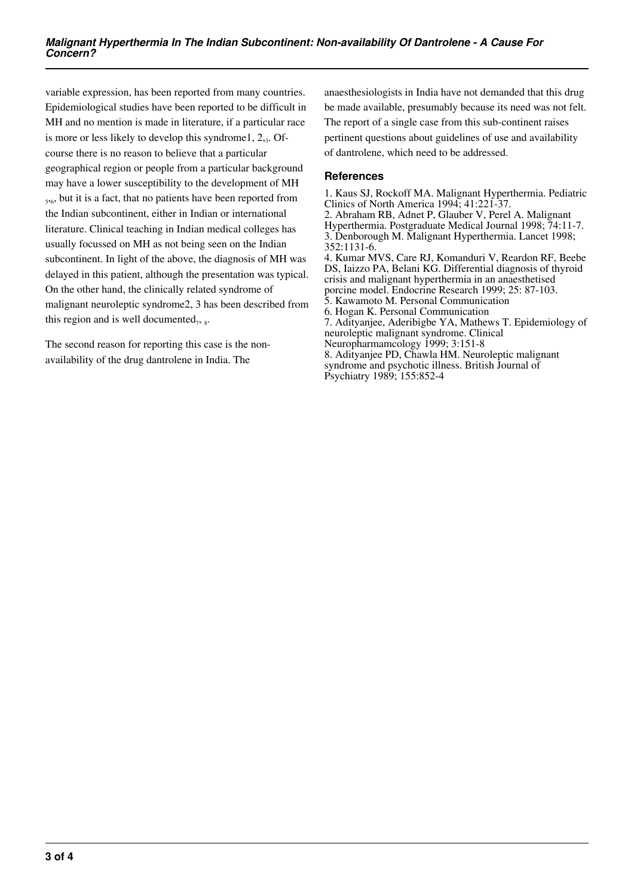variable expression, has been reported from many countries. Epidemiological studies have been reported to be difficult in MH and no mention is made in literature, if a particular race is more or less likely to develop this syndrome[1, 2, 3]. Of-course there is no reason to believe that a particular geographical region or people from a particular background may have a lower susceptibility to the development of MH [5, 6], but it is a fact, that no patients have been reported from the Indian subcontinent, either in Indian or international literature. Clinical teaching in Indian medical colleges has usually focussed on MH as not being seen on the Indian subcontinent. In light of the above, the diagnosis of MH was delayed in this patient, although the presentation was typical. On the other hand, the clinically related syndrome of malignant neuroleptic syndrome[2, 3] has been described from this region and is well documented[7, 8].

The second reason for reporting this case is the non-availability of the drug dantrolene in India. The anaesthesiologists in India have not demanded that this drug be made available, presumably because its need was not felt. The report of a single case from this sub-continent raises pertinent questions about guidelines of use and availability of dantrolene, which need to be addressed.

## References

1. Kaus SJ, Rockoff MA. Malignant Hyperthermia. Pediatric Clinics of North America 1994; 41:221-37.
2. Abraham RB, Adnet P, Glauber V, Perel A. Malignant Hyperthermia. Postgraduate Medical Journal 1998; 74:11-7.
3. Denborough M. Malignant Hyperthermia. Lancet 1998; 352:1131-6.
4. Kumar MVS, Care RJ, Komanduri V, Reardon RF, Beebe DS, Iaizzo PA, Belani KG. Differential diagnosis of thyroid crisis and malignant hyperthermia in an anaesthetised porcine model. Endocrine Research 1999; 25: 87-103.
5. Kawamoto M. Personal Communication
6. Hogan K. Personal Communication
7. Adityanjee, Aderibigbe YA, Mathews T. Epidemiology of neuroleptic malignant syndrome. Clinical Neuropharmamcology 1999; 3:151-8
8. Adityanjee PD, Chawla HM. Neuroleptic malignant syndrome and psychotic illness. British Journal of Psychiatry 1989; 155:852-4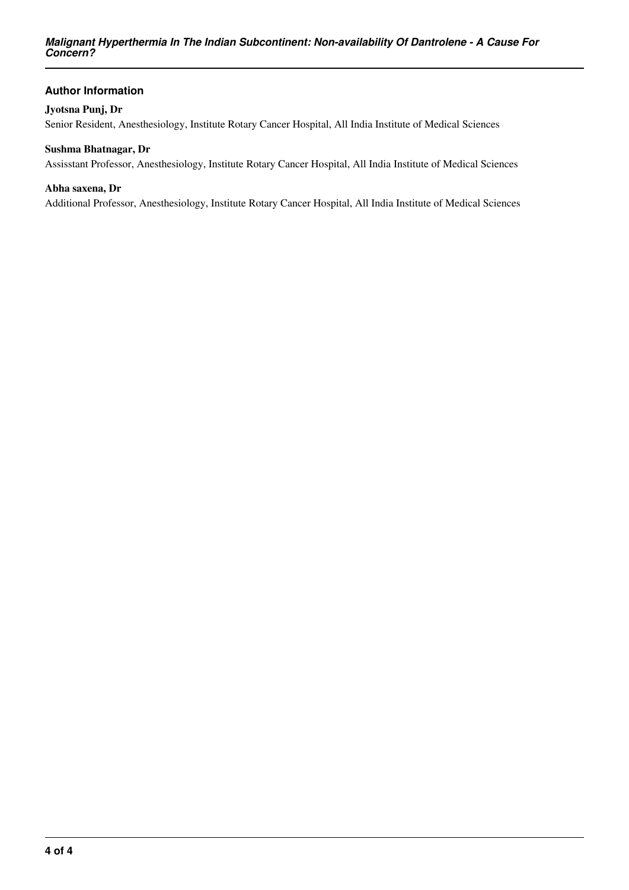## Author Information

**Jyotsna Punj, Dr**
Senior Resident, Anesthesiology, Institute Rotary Cancer Hospital, All India Institute of Medical Sciences

**Sushma Bhatnagar, Dr**
Assisstant Professor, Anesthesiology, Institute Rotary Cancer Hospital, All India Institute of Medical Sciences

**Abha saxena, Dr**
Additional Professor, Anesthesiology, Institute Rotary Cancer Hospital, All India Institute of Medical Sciences